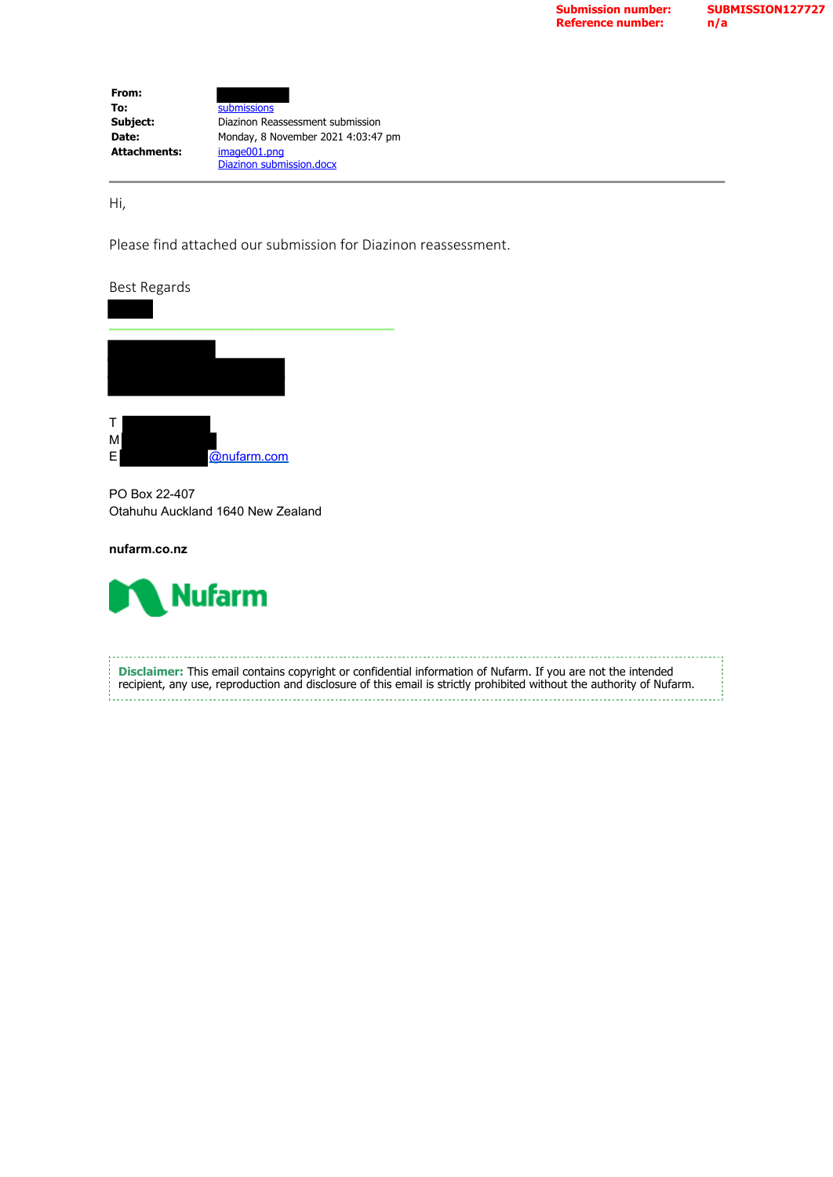**Submission number:** SUBMISSION127727
**Reference number:** n/a

| | |
|---|---|
| **From:** | |
| **To:** | submissions |
| **Subject:** | Diazinon Reassessment submission |
| **Date:** | Monday, 8 November 2021 4:03:47 pm |
| **Attachments:** | image001.png<br>Diazinon submission.docx |

---

Hi,

Please find attached our submission for Diazinon reassessment.

Best Regards

T
M
E @nufarm.com

PO Box 22-407
Otahuhu Auckland 1640 New Zealand

**nufarm.co.nz**

Nufarm

**Disclaimer:** This email contains copyright or confidential information of Nufarm. If you are not the intended recipient, any use, reproduction and disclosure of this email is strictly prohibited without the authority of Nufarm.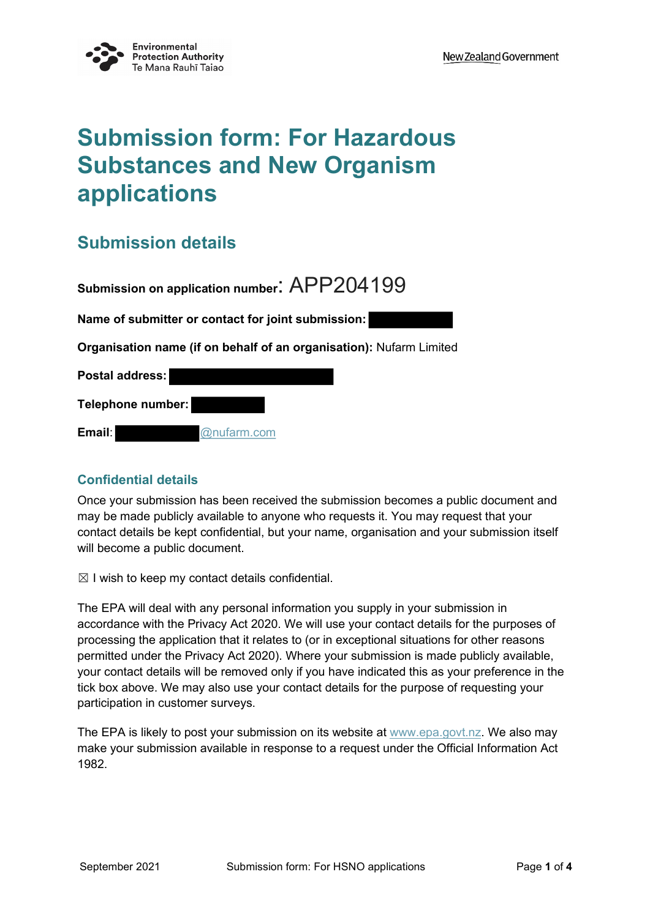# Submission form: For Hazardous Substances and New Organism applications

## Submission details

**Submission on application number**: APP204199

**Name of submitter or contact for joint submission:**

**Organisation name (if on behalf of an organisation):** Nufarm Limited

**Postal address:**

**Telephone number:**

**Email**: @nufarm.com

### Confidential details

Once your submission has been received the submission becomes a public document and may be made publicly available to anyone who requests it. You may request that your contact details be kept confidential, but your name, organisation and your submission itself will become a public document.

☒ I wish to keep my contact details confidential.

The EPA will deal with any personal information you supply in your submission in accordance with the Privacy Act 2020. We will use your contact details for the purposes of processing the application that it relates to (or in exceptional situations for other reasons permitted under the Privacy Act 2020). Where your submission is made publicly available, your contact details will be removed only if you have indicated this as your preference in the tick box above. We may also use your contact details for the purpose of requesting your participation in customer surveys.

The EPA is likely to post your submission on its website at www.epa.govt.nz. We also may make your submission available in response to a request under the Official Information Act 1982.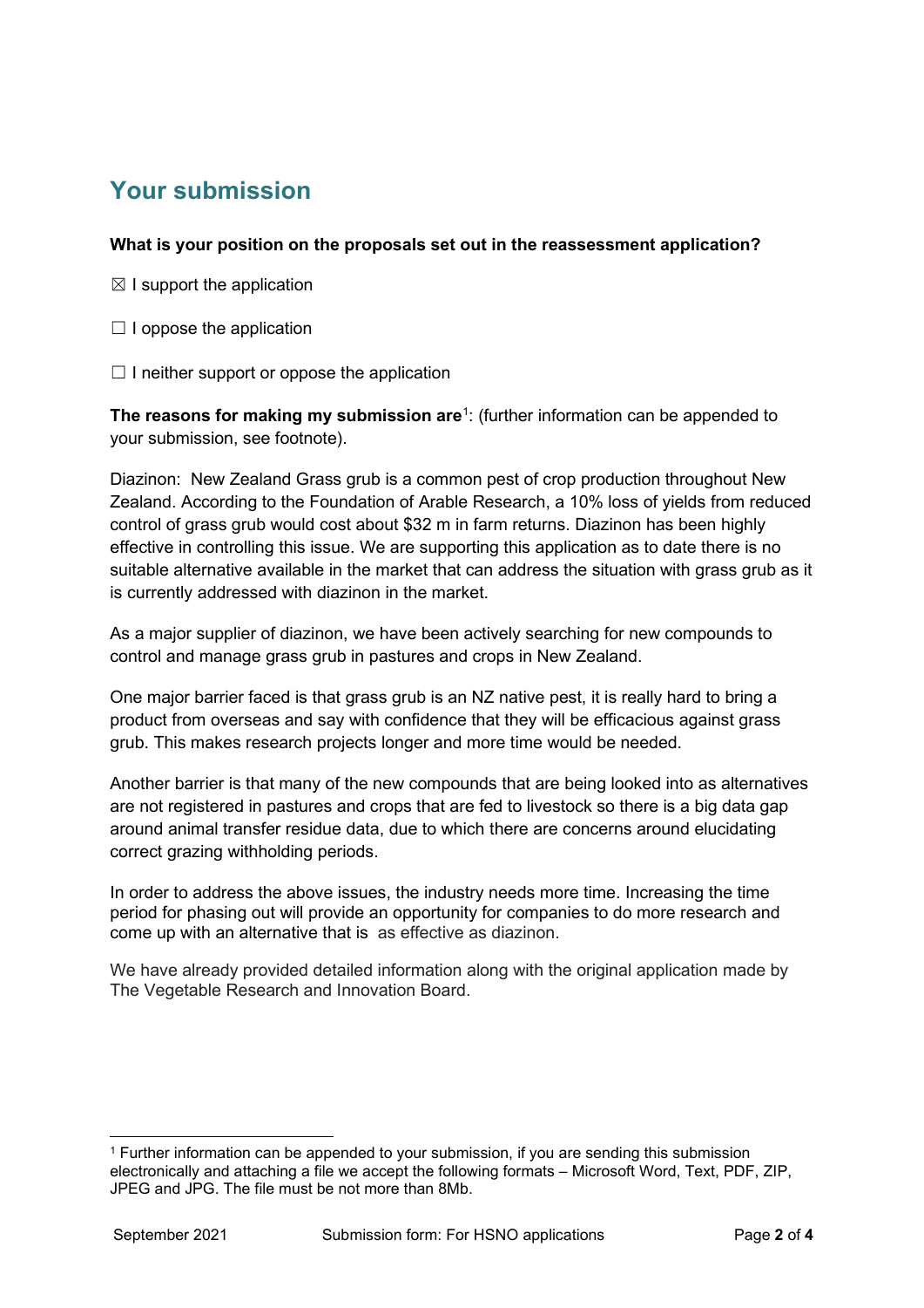## Your submission

**What is your position on the proposals set out in the reassessment application?**

☒ I support the application

☐ I oppose the application

☐ I neither support or oppose the application

**The reasons for making my submission are**[1]: (further information can be appended to your submission, see footnote).

Diazinon: New Zealand Grass grub is a common pest of crop production throughout New Zealand. According to the Foundation of Arable Research, a 10% loss of yields from reduced control of grass grub would cost about $32 m in farm returns. Diazinon has been highly effective in controlling this issue. We are supporting this application as to date there is no suitable alternative available in the market that can address the situation with grass grub as it is currently addressed with diazinon in the market.

As a major supplier of diazinon, we have been actively searching for new compounds to control and manage grass grub in pastures and crops in New Zealand.

One major barrier faced is that grass grub is an NZ native pest, it is really hard to bring a product from overseas and say with confidence that they will be efficacious against grass grub. This makes research projects longer and more time would be needed.

Another barrier is that many of the new compounds that are being looked into as alternatives are not registered in pastures and crops that are fed to livestock so there is a big data gap around animal transfer residue data, due to which there are concerns around elucidating correct grazing withholding periods.

In order to address the above issues, the industry needs more time. Increasing the time period for phasing out will provide an opportunity for companies to do more research and come up with an alternative that is as effective as diazinon.

We have already provided detailed information along with the original application made by The Vegetable Research and Innovation Board.

---

[1] Further information can be appended to your submission, if you are sending this submission electronically and attaching a file we accept the following formats – Microsoft Word, Text, PDF, ZIP, JPEG and JPG. The file must be not more than 8Mb.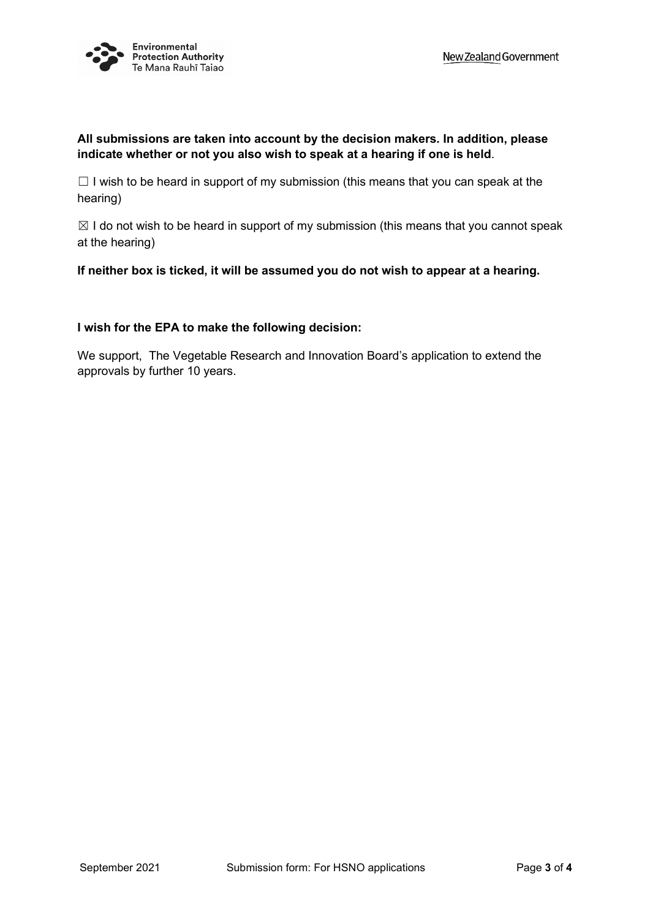**All submissions are taken into account by the decision makers. In addition, please indicate whether or not you also wish to speak at a hearing if one is held**.

☐ I wish to be heard in support of my submission (this means that you can speak at the hearing)

☒ I do not wish to be heard in support of my submission (this means that you cannot speak at the hearing)

**If neither box is ticked, it will be assumed you do not wish to appear at a hearing.**

**I wish for the EPA to make the following decision:**

We support,  The Vegetable Research and Innovation Board's application to extend the approvals by further 10 years.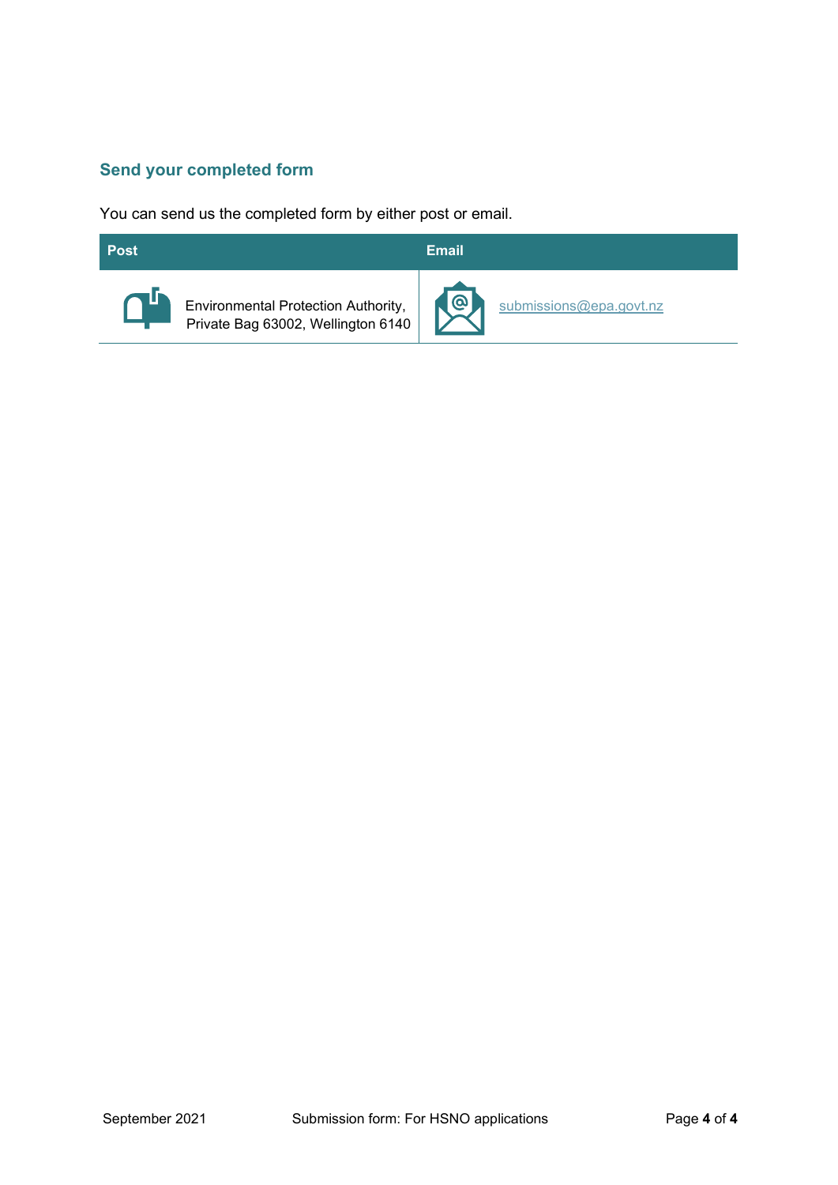## Send your completed form

You can send us the completed form by either post or email.

| Post | Email |
| --- | --- |
| Environmental Protection Authority, Private Bag 63002, Wellington 6140 | submissions@epa.govt.nz |